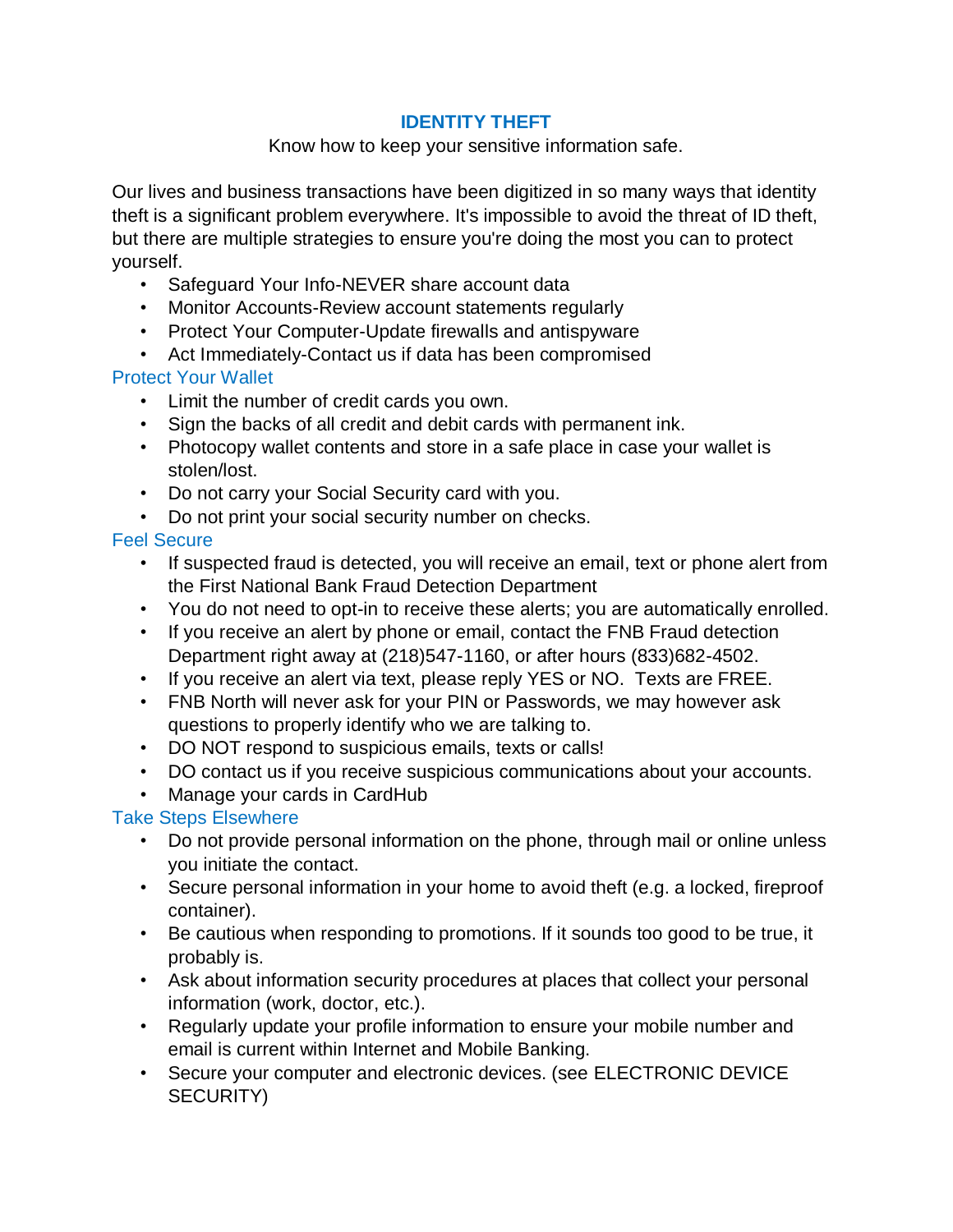# IDENTITY THEFT

Know how to keep your sensitive information safe.

Our lives and business transactions have been digitized in so many ways that identity theft is a significant problem everywhere. It's impossible to avoid the threat of ID theft, but there are multiple strategies to ensure you're doing the most you can to protect yourself.

- Safeguard Your Info-NEVER share account data
- Monitor Accounts-Review account statements regularly
- Protect Your Computer-Update firewalls and antispyware
- Act Immediately-Contact us if data has been compromised

## Protect Your Wallet

- Limit the number of credit cards you own.
- Sign the backs of all credit and debit cards with permanent ink.
- Photocopy wallet contents and store in a safe place in case your wallet is stolen/lost.
- Do not carry your Social Security card with you.
- Do not print your social security number on checks.

## Feel Secure

- If suspected fraud is detected, you will receive an email, text or phone alert from the First National Bank Fraud Detection Department
- You do not need to opt-in to receive these alerts; you are automatically enrolled.
- If you receive an alert by phone or email, contact the FNB Fraud detection Department right away at (218)547-1160, or after hours (833)682-4502.
- If you receive an alert via text, please reply YES or NO. Texts are FREE.
- FNB North will never ask for your PIN or Passwords, we may however ask questions to properly identify who we are talking to.
- DO NOT respond to suspicious emails, texts or calls!
- DO contact us if you receive suspicious communications about your accounts.
- Manage your cards in CardHub

## Take Steps Elsewhere

- Do not provide personal information on the phone, through mail or online unless you initiate the contact.
- Secure personal information in your home to avoid theft (e.g. a locked, fireproof container).
- Be cautious when responding to promotions. If it sounds too good to be true, it probably is.
- Ask about information security procedures at places that collect your personal information (work, doctor, etc.).
- Regularly update your profile information to ensure your mobile number and email is current within Internet and Mobile Banking.
- Secure your computer and electronic devices. (see ELECTRONIC DEVICE SECURITY)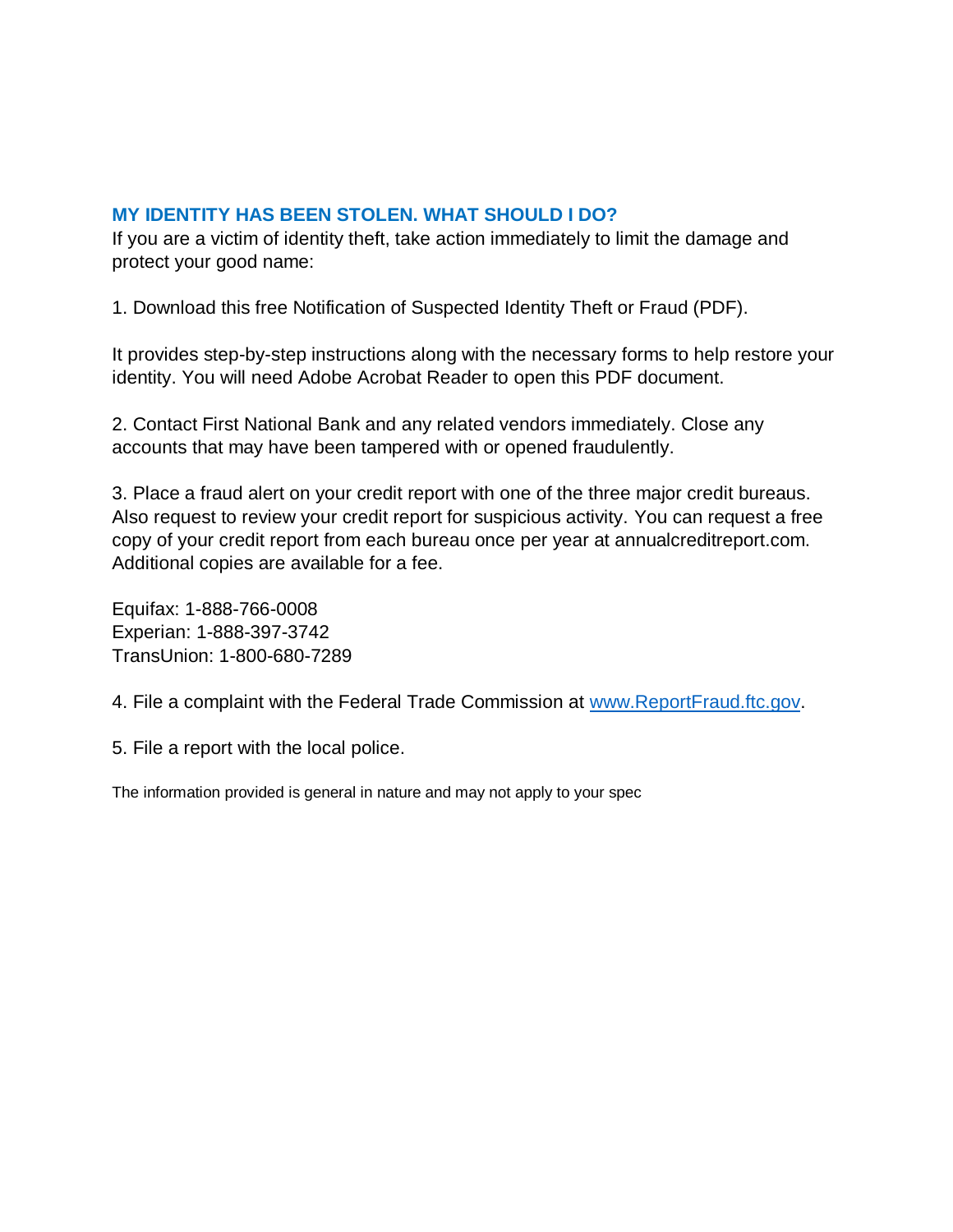## MY IDENTITY HAS BEEN STOLEN. WHAT SHOULD I DO?

If you are a victim of identity theft, take action immediately to limit the damage and protect your good name:

1. Download this free Notification of Suspected Identity Theft or Fraud (PDF).

It provides step-by-step instructions along with the necessary forms to help restore your identity. You will need Adobe Acrobat Reader to open this PDF document.

2. Contact First National Bank and any related vendors immediately. Close any accounts that may have been tampered with or opened fraudulently.

3. Place a fraud alert on your credit report with one of the three major credit bureaus. Also request to review your credit report for suspicious activity. You can request a free copy of your credit report from each bureau once per year at annualcreditreport.com. Additional copies are available for a fee.

Equifax: 1-888-766-0008
Experian: 1-888-397-3742
TransUnion: 1-800-680-7289

4. File a complaint with the Federal Trade Commission at [www.ReportFraud.ftc.gov](http://www.ReportFraud.ftc.gov).

5. File a report with the local police.

The information provided is general in nature and may not apply to your spec